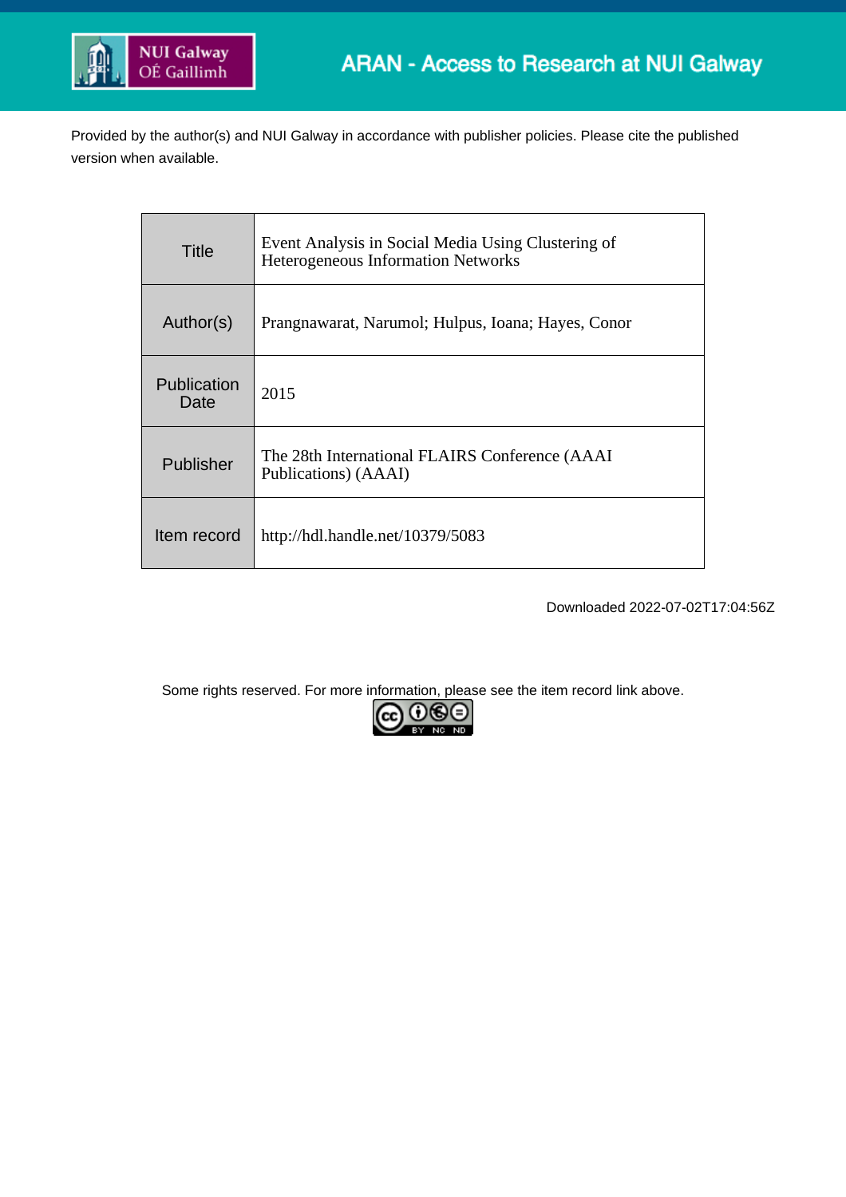ARAN - Access to Research at NUI Galway

Provided by the author(s) and NUI Galway in accordance with publisher policies. Please cite the published version when available.

| | |
|---|---|
| Title | Event Analysis in Social Media Using Clustering of Heterogeneous Information Networks |
| Author(s) | Prangnawarat, Narumol; Hulpus, Ioana; Hayes, Conor |
| Publication Date | 2015 |
| Publisher | The 28th International FLAIRS Conference (AAAI Publications) (AAAI) |
| Item record | http://hdl.handle.net/10379/5083 |

Downloaded 2022-07-02T17:04:56Z

Some rights reserved. For more information, please see the item record link above.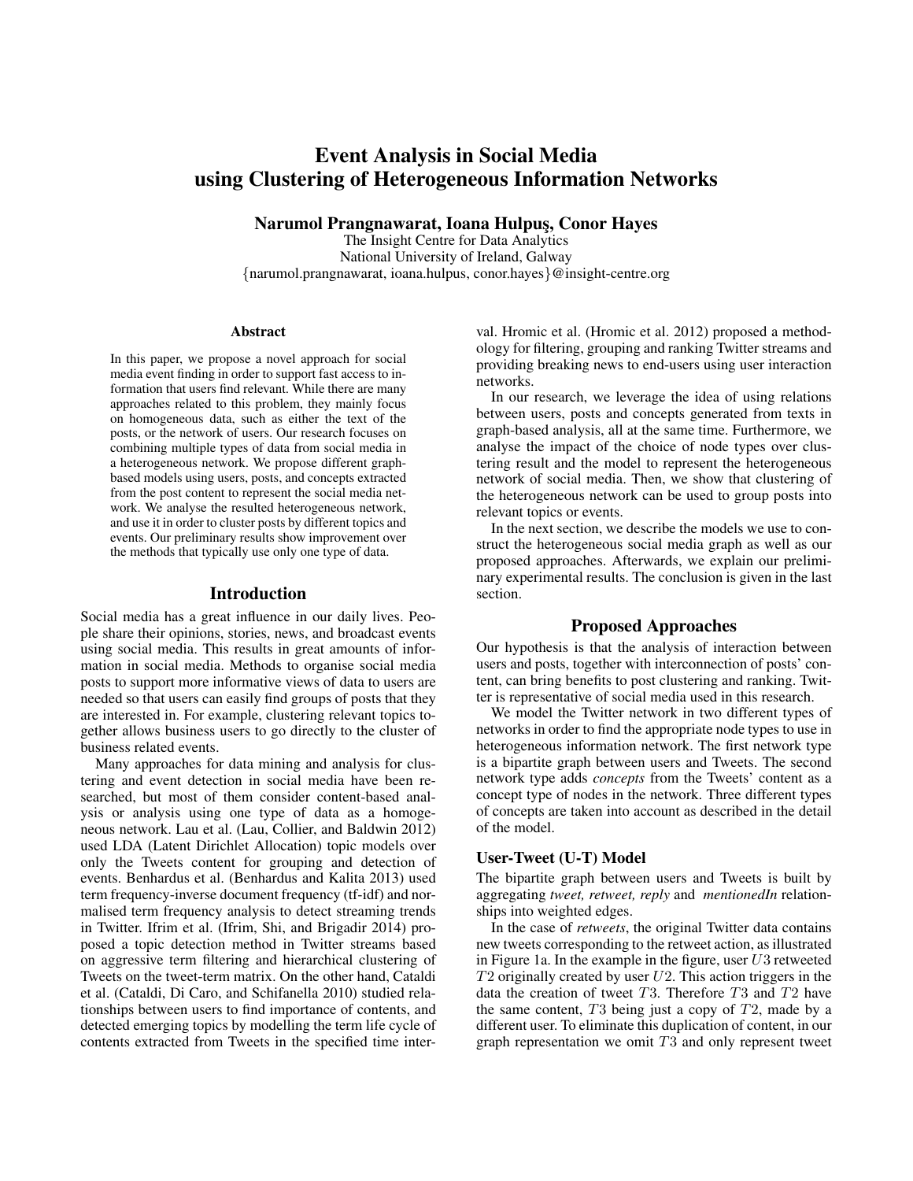# Event Analysis in Social Media using Clustering of Heterogeneous Information Networks

**Narumol Prangnawarat, Ioana Hulpuş, Conor Hayes**

The Insight Centre for Data Analytics
National University of Ireland, Galway
{narumol.prangnawarat, ioana.hulpus, conor.hayes}@insight-centre.org

## Abstract

In this paper, we propose a novel approach for social media event finding in order to support fast access to information that users find relevant. While there are many approaches related to this problem, they mainly focus on homogeneous data, such as either the text of the posts, or the network of users. Our research focuses on combining multiple types of data from social media in a heterogeneous network. We propose different graph-based models using users, posts, and concepts extracted from the post content to represent the social media network. We analyse the resulted heterogeneous network, and use it in order to cluster posts by different topics and events. Our preliminary results show improvement over the methods that typically use only one type of data.

## Introduction

Social media has a great influence in our daily lives. People share their opinions, stories, news, and broadcast events using social media. This results in great amounts of information in social media. Methods to organise social media posts to support more informative views of data to users are needed so that users can easily find groups of posts that they are interested in. For example, clustering relevant topics together allows business users to go directly to the cluster of business related events.

Many approaches for data mining and analysis for clustering and event detection in social media have been researched, but most of them consider content-based analysis or analysis using one type of data as a homogeneous network. Lau et al. (Lau, Collier, and Baldwin 2012) used LDA (Latent Dirichlet Allocation) topic models over only the Tweets content for grouping and detection of events. Benhardus et al. (Benhardus and Kalita 2013) used term frequency-inverse document frequency (tf-idf) and normalised term frequency analysis to detect streaming trends in Twitter. Ifrim et al. (Ifrim, Shi, and Brigadir 2014) proposed a topic detection method in Twitter streams based on aggressive term filtering and hierarchical clustering of Tweets on the tweet-term matrix. On the other hand, Cataldi et al. (Cataldi, Di Caro, and Schifanella 2010) studied relationships between users to find importance of contents, and detected emerging topics by modelling the term life cycle of contents extracted from Tweets in the specified time interval. Hromic et al. (Hromic et al. 2012) proposed a methodology for filtering, grouping and ranking Twitter streams and providing breaking news to end-users using user interaction networks.

In our research, we leverage the idea of using relations between users, posts and concepts generated from texts in graph-based analysis, all at the same time. Furthermore, we analyse the impact of the choice of node types over clustering result and the model to represent the heterogeneous network of social media. Then, we show that clustering of the heterogeneous network can be used to group posts into relevant topics or events.

In the next section, we describe the models we use to construct the heterogeneous social media graph as well as our proposed approaches. Afterwards, we explain our preliminary experimental results. The conclusion is given in the last section.

## Proposed Approaches

Our hypothesis is that the analysis of interaction between users and posts, together with interconnection of posts' content, can bring benefits to post clustering and ranking. Twitter is representative of social media used in this research.

We model the Twitter network in two different types of networks in order to find the appropriate node types to use in heterogeneous information network. The first network type is a bipartite graph between users and Tweets. The second network type adds *concepts* from the Tweets' content as a concept type of nodes in the network. Three different types of concepts are taken into account as described in the detail of the model.

### User-Tweet (U-T) Model

The bipartite graph between users and Tweets is built by aggregating *tweet, retweet, reply* and *mentionedIn* relationships into weighted edges.

In the case of *retweets*, the original Twitter data contains new tweets corresponding to the retweet action, as illustrated in Figure 1a. In the example in the figure, user $U3$ retweeted $T2$ originally created by user $U2$. This action triggers in the data the creation of tweet $T3$. Therefore $T3$ and $T2$ have the same content, $T3$ being just a copy of $T2$, made by a different user. To eliminate this duplication of content, in our graph representation we omit $T3$ and only represent tweet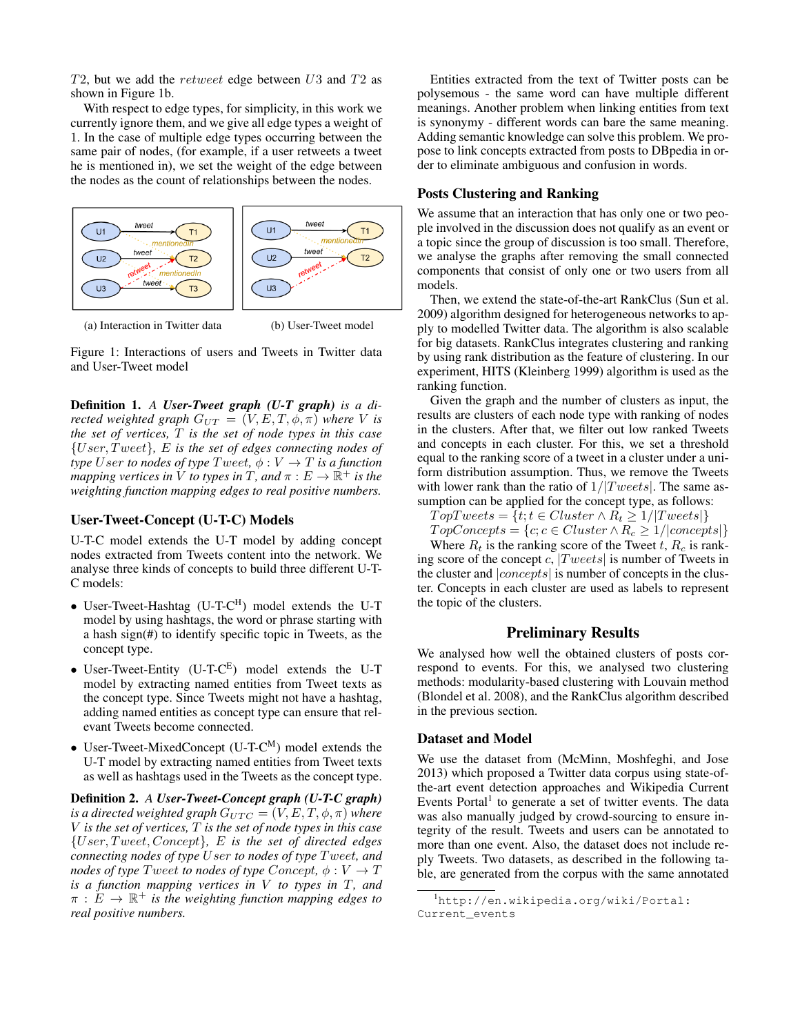$T2$, but we add the $retweet$ edge between $U3$ and $T2$ as shown in Figure 1b.

With respect to edge types, for simplicity, in this work we currently ignore them, and we give all edge types a weight of 1. In the case of multiple edge types occurring between the same pair of nodes, (for example, if a user retweets a tweet he is mentioned in), we set the weight of the edge between the nodes as the count of relationships between the nodes.

U1
tweet
T1
mentionedIn
U2
tweet
T2
retweet
mentionedIn
U3
tweet
T3

(a) Interaction in Twitter data

U1
tweet
T1
mentionedIn
U2
tweet
T2
retweet
U3

(b) User-Tweet model

Figure 1: Interactions of users and Tweets in Twitter data and User-Tweet model

**Definition 1.** *A* ***User-Tweet graph (U-T graph)*** *is a directed weighted graph* $G_{UT} = (V, E, T, \phi, \pi)$ *where* $V$ *is the set of vertices,* $T$ *is the set of node types in this case* $\{User, Tweet\}$*,* $E$ *is the set of edges connecting nodes of type* $User$ *to nodes of type* $Tweet$*,* $\phi : V \rightarrow T$ *is a function mapping vertices in* $V$ *to types in* $T$*, and* $\pi : E \rightarrow \mathbb{R}^+$ *is the weighting function mapping edges to real positive numbers.*

## User-Tweet-Concept (U-T-C) Models

U-T-C model extends the U-T model by adding concept nodes extracted from Tweets content into the network. We analyse three kinds of concepts to build three different U-T-C models:

- User-Tweet-Hashtag (U-T-C$^{H}$) model extends the U-T model by using hashtags, the word or phrase starting with a hash sign(#) to identify specific topic in Tweets, as the concept type.
- User-Tweet-Entity (U-T-C$^{E}$) model extends the U-T model by extracting named entities from Tweet texts as the concept type. Since Tweets might not have a hashtag, adding named entities as concept type can ensure that relevant Tweets become connected.
- User-Tweet-MixedConcept (U-T-C$^{M}$) model extends the U-T model by extracting named entities from Tweet texts as well as hashtags used in the Tweets as the concept type.

**Definition 2.** *A* ***User-Tweet-Concept graph (U-T-C graph)*** *is a directed weighted graph* $G_{UTC} = (V, E, T, \phi, \pi)$ *where* $V$ *is the set of vertices,* $T$ *is the set of node types in this case* $\{User, Tweet, Concept\}$*,* $E$ *is the set of directed edges connecting nodes of type* $User$ *to nodes of type* $Tweet$*, and nodes of type* $Tweet$ *to nodes of type* $Concept$*,* $\phi : V \rightarrow T$ *is a function mapping vertices in* $V$ *to types in* $T$*, and* $\pi : E \rightarrow \mathbb{R}^+$ *is the weighting function mapping edges to real positive numbers.*

Entities extracted from the text of Twitter posts can be polysemous - the same word can have multiple different meanings. Another problem when linking entities from text is synonymy - different words can bare the same meaning. Adding semantic knowledge can solve this problem. We propose to link concepts extracted from posts to DBpedia in order to eliminate ambiguous and confusion in words.

## Posts Clustering and Ranking

We assume that an interaction that has only one or two people involved in the discussion does not qualify as an event or a topic since the group of discussion is too small. Therefore, we analyse the graphs after removing the small connected components that consist of only one or two users from all models.

Then, we extend the state-of-the-art RankClus (Sun et al. 2009) algorithm designed for heterogeneous networks to apply to modelled Twitter data. The algorithm is also scalable for big datasets. RankClus integrates clustering and ranking by using rank distribution as the feature of clustering. In our experiment, HITS (Kleinberg 1999) algorithm is used as the ranking function.

Given the graph and the number of clusters as input, the results are clusters of each node type with ranking of nodes in the clusters. After that, we filter out low ranked Tweets and concepts in each cluster. For this, we set a threshold equal to the ranking score of a tweet in a cluster under a uniform distribution assumption. Thus, we remove the Tweets with lower rank than the ratio of $1/|Tweets|$. The same assumption can be applied for the concept type, as follows:

$$TopTweets = \{t; t \in Cluster \wedge R_t \geq 1/|Tweets|\}$$

$$TopConcepts = \{c; c \in Cluster \wedge R_c \geq 1/|concepts|\}$$

Where $R_t$ is the ranking score of the Tweet $t$, $R_c$ is ranking score of the concept $c$, $|Tweets|$ is number of Tweets in the cluster and $|concepts|$ is number of concepts in the cluster. Concepts in each cluster are used as labels to represent the topic of the clusters.

# Preliminary Results

We analysed how well the obtained clusters of posts correspond to events. For this, we analysed two clustering methods: modularity-based clustering with Louvain method (Blondel et al. 2008), and the RankClus algorithm described in the previous section.

## Dataset and Model

We use the dataset from (McMinn, Moshfeghi, and Jose 2013) which proposed a Twitter data corpus using state-of-the-art event detection approaches and Wikipedia Current Events Portal[1] to generate a set of twitter events. The data was also manually judged by crowd-sourcing to ensure integrity of the result. Tweets and users can be annotated to more than one event. Also, the dataset does not include reply Tweets. Two datasets, as described in the following table, are generated from the corpus with the same annotated

[1] http://en.wikipedia.org/wiki/Portal:Current_events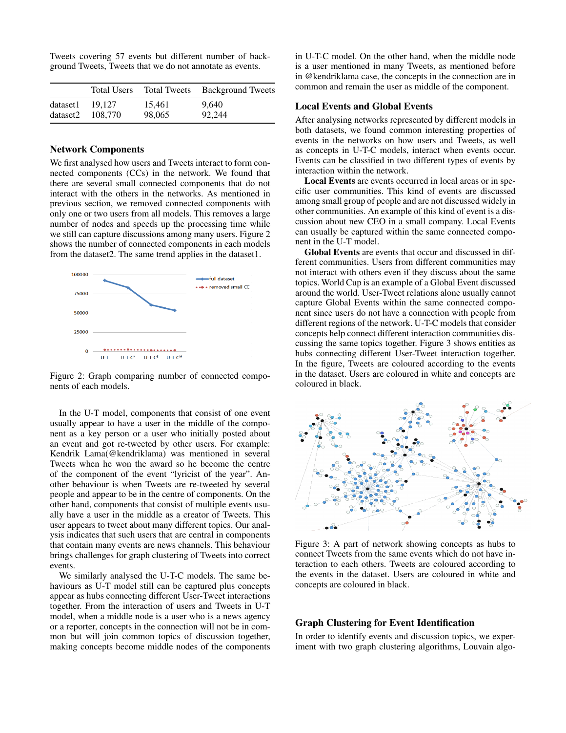Tweets covering 57 events but different number of background Tweets, Tweets that we do not annotate as events.

| | Total Users | Total Tweets | Background Tweets |
|---|---|---|---|
| dataset1 | 19,127 | 15,461 | 9,640 |
| dataset2 | 108,770 | 98,065 | 92,244 |

## Network Components

We first analysed how users and Tweets interact to form connected components (CCs) in the network. We found that there are several small connected components that do not interact with the others in the networks. As mentioned in previous section, we removed connected components with only one or two users from all models. This removes a large number of nodes and speeds up the processing time while we still can capture discussions among many users. Figure 2 shows the number of connected components in each models from the dataset2. The same trend applies in the dataset1.

100000
75000
50000
25000
0
U-T
U-T-C$^H$
U-T-C$^E$
U-T-C$^M$
full dataset
removed small CC

Figure 2: Graph comparing number of connected components of each models.

In the U-T model, components that consist of one event usually appear to have a user in the middle of the component as a key person or a user who initially posted about an event and got re-tweeted by other users. For example: Kendrik Lama(@kendriklama) was mentioned in several Tweets when he won the award so he become the centre of the component of the event "lyricist of the year". Another behaviour is when Tweets are re-tweeted by several people and appear to be in the centre of components. On the other hand, components that consist of multiple events usually have a user in the middle as a creator of Tweets. This user appears to tweet about many different topics. Our analysis indicates that such users that are central in components that contain many events are news channels. This behaviour brings challenges for graph clustering of Tweets into correct events.

We similarly analysed the U-T-C models. The same behaviours as U-T model still can be captured plus concepts appear as hubs connecting different User-Tweet interactions together. From the interaction of users and Tweets in U-T model, when a middle node is a user who is a news agency or a reporter, concepts in the connection will not be in common but will join common topics of discussion together, making concepts become middle nodes of the components in U-T-C model. On the other hand, when the middle node is a user mentioned in many Tweets, as mentioned before in @kendriklama case, the concepts in the connection are in common and remain the user as middle of the component.

## Local Events and Global Events

After analysing networks represented by different models in both datasets, we found common interesting properties of events in the networks on how users and Tweets, as well as concepts in U-T-C models, interact when events occur. Events can be classified in two different types of events by interaction within the network.

**Local Events** are events occurred in local areas or in specific user communities. This kind of events are discussed among small group of people and are not discussed widely in other communities. An example of this kind of event is a discussion about new CEO in a small company. Local Events can usually be captured within the same connected component in the U-T model.

**Global Events** are events that occur and discussed in different communities. Users from different communities may not interact with others even if they discuss about the same topics. World Cup is an example of a Global Event discussed around the world. User-Tweet relations alone usually cannot capture Global Events within the same connected component since users do not have a connection with people from different regions of the network. U-T-C models that consider concepts help connect different interaction communities discussing the same topics together. Figure 3 shows entities as hubs connecting different User-Tweet interaction together. In the figure, Tweets are coloured according to the events in the dataset. Users are coloured in white and concepts are coloured in black.

Figure 3: A part of network showing concepts as hubs to connect Tweets from the same events which do not have interaction to each others. Tweets are coloured according to the events in the dataset. Users are coloured in white and concepts are coloured in black.

## Graph Clustering for Event Identification

In order to identify events and discussion topics, we experiment with two graph clustering algorithms, Louvain algo-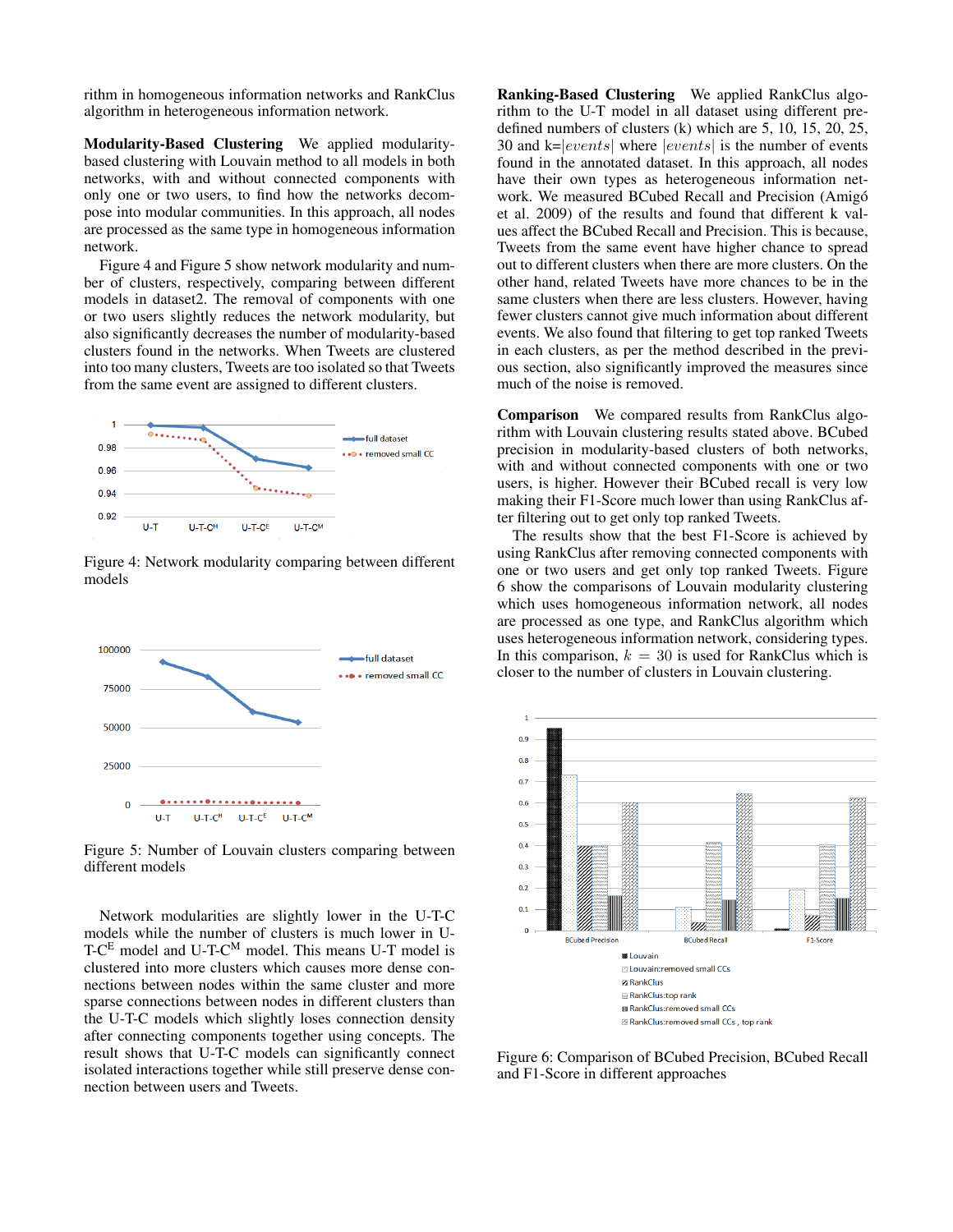rithm in homogeneous information networks and RankClus algorithm in heterogeneous information network.

**Modularity-Based Clustering** We applied modularity-based clustering with Louvain method to all models in both networks, with and without connected components with only one or two users, to find how the networks decompose into modular communities. In this approach, all nodes are processed as the same type in homogeneous information network.

Figure 4 and Figure 5 show network modularity and number of clusters, respectively, comparing between different models in dataset2. The removal of components with one or two users slightly reduces the network modularity, but also significantly decreases the number of modularity-based clusters found in the networks. When Tweets are clustered into too many clusters, Tweets are too isolated so that Tweets from the same event are assigned to different clusters.

1
0.98
0.96
0.94
0.92
U-T
U-T-CH
U-T-CE
U-T-CM
full dataset
removed small CC

Figure 4: Network modularity comparing between different models

100000
75000
50000
25000
0
U-T
U-T-CH
U-T-CE
U-T-CM
full dataset
removed small CC

Figure 5: Number of Louvain clusters comparing between different models

Network modularities are slightly lower in the U-T-C models while the number of clusters is much lower in U-T-C$^{E}$ model and U-T-C$^{M}$ model. This means U-T model is clustered into more clusters which causes more dense connections between nodes within the same cluster and more sparse connections between nodes in different clusters than the U-T-C models which slightly loses connection density after connecting components together using concepts. The result shows that U-T-C models can significantly connect isolated interactions together while still preserve dense connection between users and Tweets.

**Ranking-Based Clustering** We applied RankClus algorithm to the U-T model in all dataset using different predefined numbers of clusters (k) which are 5, 10, 15, 20, 25, 30 and k=$|events|$ where $|events|$ is the number of events found in the annotated dataset. In this approach, all nodes have their own types as heterogeneous information network. We measured BCubed Recall and Precision (Amigó et al. 2009) of the results and found that different k values affect the BCubed Recall and Precision. This is because, Tweets from the same event have higher chance to spread out to different clusters when there are more clusters. On the other hand, related Tweets have more chances to be in the same clusters when there are less clusters. However, having fewer clusters cannot give much information about different events. We also found that filtering to get top ranked Tweets in each clusters, as per the method described in the previous section, also significantly improved the measures since much of the noise is removed.

**Comparison** We compared results from RankClus algorithm with Louvain clustering results stated above. BCubed precision in modularity-based clusters of both networks, with and without connected components with one or two users, is higher. However their BCubed recall is very low making their F1-Score much lower than using RankClus after filtering out to get only top ranked Tweets.

The results show that the best F1-Score is achieved by using RankClus after removing connected components with one or two users and get only top ranked Tweets. Figure 6 show the comparisons of Louvain modularity clustering which uses homogeneous information network, all nodes are processed as one type, and RankClus algorithm which uses heterogeneous information network, considering types. In this comparison, $k = 30$ is used for RankClus which is closer to the number of clusters in Louvain clustering.

1
0.9
0.8
0.7
0.6
0.5
0.4
0.3
0.2
0.1
0
BCubed Precision
BCubed Recall
F1-Score
Louvain
Louvain:removed small CCs
RankClus
RankClus:top rank
RankClus:removed small CCs
RankClus:removed small CCs , top rank

Figure 6: Comparison of BCubed Precision, BCubed Recall and F1-Score in different approaches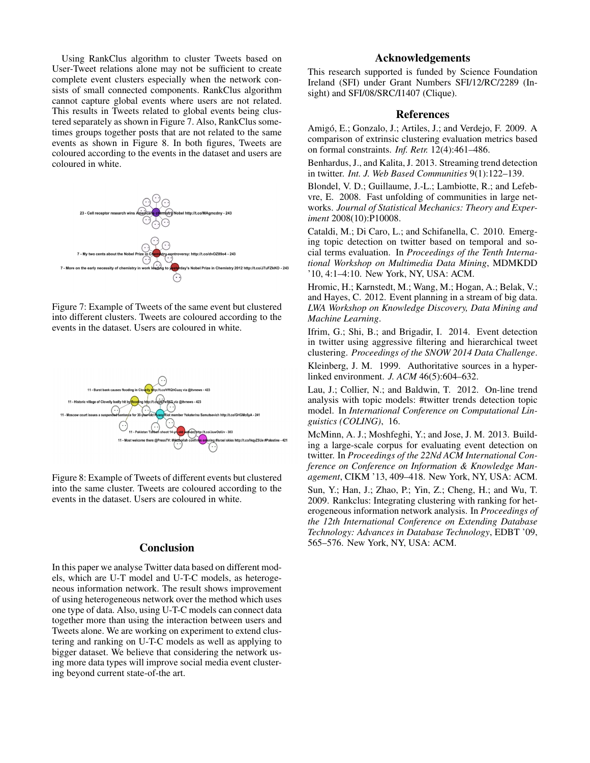Using RankClus algorithm to cluster Tweets based on User-Tweet relations alone may not be sufficient to create complete event clusters especially when the network consists of small connected components. RankClus algorithm cannot capture global events where users are not related. This results in Tweets related to global events being clustered separately as shown in Figure 7. Also, RankClus sometimes groups together posts that are not related to the same events as shown in Figure 8. In both figures, Tweets are coloured according to the events in the dataset and users are coloured in white.

23 - Cell receptor research wins American chemistry Nobel http://t.co/MAgmcdny - 243

7 - My two cents about the Nobel Prize in Chemistry controversy: http://t.co/dvOZ89o4 - 243

7 - More on the early necessity of chemistry in work leading to yesterday's Nobel Prize in Chemistry 2012 http://t.co/J7uFZkKO - 243

Figure 7: Example of Tweets of the same event but clustered into different clusters. Tweets are coloured according to the events in the dataset. Users are coloured in white.

11 - Burst bank causes flooding in Clovelly http://t.co/VRQhCuzq via @itvnews - 423

11 - Historic village of Clovelly badly hit by flooding http://t.co/jHTw5KG via @itvnews - 423

11 - Moscow court issues a suspended sentence for 30-year-old Pussy Riot member Yekaterina Samutsevich http://t.co/GHGMo5yA - 241

11 - Pakistan Taliban shoot 14-yr-old activist http://t.co/JuwOsfJv - 383

11 - Most welcome there @PressTV: #Hezbollah confirms entering #Israel skies http://t.co/lkqyZSUe #Palestine - 421

Figure 8: Example of Tweets of different events but clustered into the same cluster. Tweets are coloured according to the events in the dataset. Users are coloured in white.

## Conclusion

In this paper we analyse Twitter data based on different models, which are U-T model and U-T-C models, as heterogeneous information network. The result shows improvement of using heterogeneous network over the method which uses one type of data. Also, using U-T-C models can connect data together more than using the interaction between users and Tweets alone. We are working on experiment to extend clustering and ranking on U-T-C models as well as applying to bigger dataset. We believe that considering the network using more data types will improve social media event clustering beyond current state-of-the art.

## Acknowledgements

This research supported is funded by Science Foundation Ireland (SFI) under Grant Numbers SFI/12/RC/2289 (Insight) and SFI/08/SRC/I1407 (Clique).

## References

Amigó, E.; Gonzalo, J.; Artiles, J.; and Verdejo, F. 2009. A comparison of extrinsic clustering evaluation metrics based on formal constraints. *Inf. Retr.* 12(4):461–486.

Benhardus, J., and Kalita, J. 2013. Streaming trend detection in twitter. *Int. J. Web Based Communities* 9(1):122–139.

Blondel, V. D.; Guillaume, J.-L.; Lambiotte, R.; and Lefebvre, E. 2008. Fast unfolding of communities in large networks. *Journal of Statistical Mechanics: Theory and Experiment* 2008(10):P10008.

Cataldi, M.; Di Caro, L.; and Schifanella, C. 2010. Emerging topic detection on twitter based on temporal and social terms evaluation. In *Proceedings of the Tenth International Workshop on Multimedia Data Mining*, MDMKDD '10, 4:1–4:10. New York, NY, USA: ACM.

Hromic, H.; Karnstedt, M.; Wang, M.; Hogan, A.; Belak, V.; and Hayes, C. 2012. Event planning in a stream of big data. *LWA Workshop on Knowledge Discovery, Data Mining and Machine Learning*.

Ifrim, G.; Shi, B.; and Brigadir, I. 2014. Event detection in twitter using aggressive filtering and hierarchical tweet clustering. *Proceedings of the SNOW 2014 Data Challenge*.

Kleinberg, J. M. 1999. Authoritative sources in a hyperlinked environment. *J. ACM* 46(5):604–632.

Lau, J.; Collier, N.; and Baldwin, T. 2012. On-line trend analysis with topic models: #twitter trends detection topic model. In *International Conference on Computational Linguistics (COLING)*, 16.

McMinn, A. J.; Moshfeghi, Y.; and Jose, J. M. 2013. Building a large-scale corpus for evaluating event detection on twitter. In *Proceedings of the 22Nd ACM International Conference on Conference on Information & Knowledge Management*, CIKM '13, 409–418. New York, NY, USA: ACM.

Sun, Y.; Han, J.; Zhao, P.; Yin, Z.; Cheng, H.; and Wu, T. 2009. Rankclus: Integrating clustering with ranking for heterogeneous information network analysis. In *Proceedings of the 12th International Conference on Extending Database Technology: Advances in Database Technology*, EDBT '09, 565–576. New York, NY, USA: ACM.